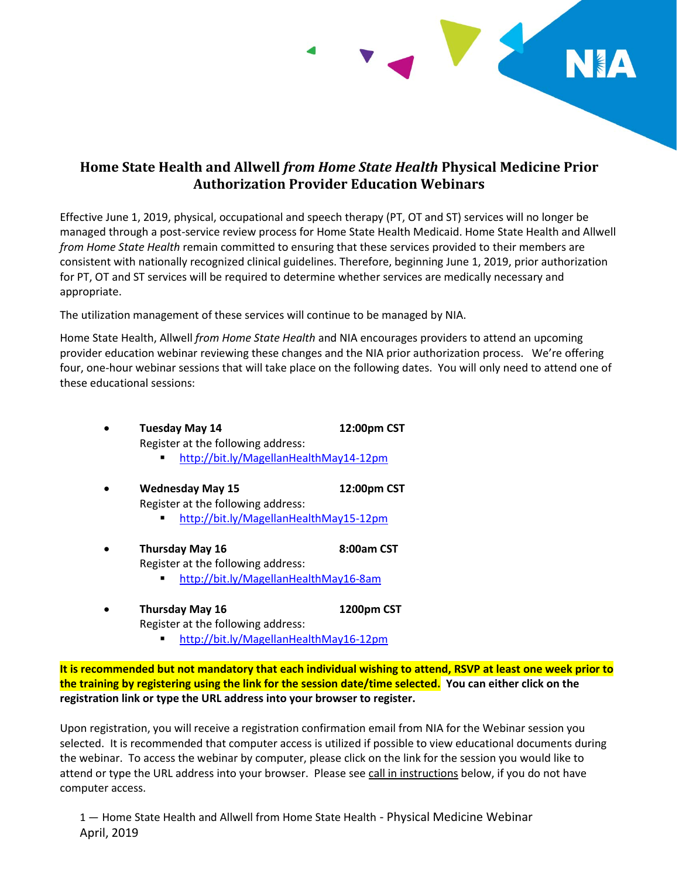# Home State Health and Allwell *from Home State Health* Physical Medicine Prior Authorization Provider Education Webinars

Effective June 1, 2019, physical, occupational and speech therapy (PT, OT and ST) services will no longer be managed through a post-service review process for Home State Health Medicaid. Home State Health and Allwell *from Home State Health* remain committed to ensuring that these services provided to their members are consistent with nationally recognized clinical guidelines. Therefore, beginning June 1, 2019, prior authorization for PT, OT and ST services will be required to determine whether services are medically necessary and appropriate.

The utilization management of these services will continue to be managed by NIA.

Home State Health, Allwell *from Home State Health* and NIA encourages providers to attend an upcoming provider education webinar reviewing these changes and the NIA prior authorization process. We're offering four, one-hour webinar sessions that will take place on the following dates. You will only need to attend one of these educational sessions:

- **Tuesday May 14** **12:00pm CST**
  Register at the following address:
  - http://bit.ly/MagellanHealthMay14-12pm
- **Wednesday May 15** **12:00pm CST**
  Register at the following address:
  - http://bit.ly/MagellanHealthMay15-12pm
- **Thursday May 16** **8:00am CST**
  Register at the following address:
  - http://bit.ly/MagellanHealthMay16-8am
- **Thursday May 16** **1200pm CST**
  Register at the following address:
  - http://bit.ly/MagellanHealthMay16-12pm

**It is recommended but not mandatory that each individual wishing to attend, RSVP at least one week prior to the training by registering using the link for the session date/time selected. You can either click on the registration link or type the URL address into your browser to register.**

Upon registration, you will receive a registration confirmation email from NIA for the Webinar session you selected. It is recommended that computer access is utilized if possible to view educational documents during the webinar. To access the webinar by computer, please click on the link for the session you would like to attend or type the URL address into your browser. Please see call in instructions below, if you do not have computer access.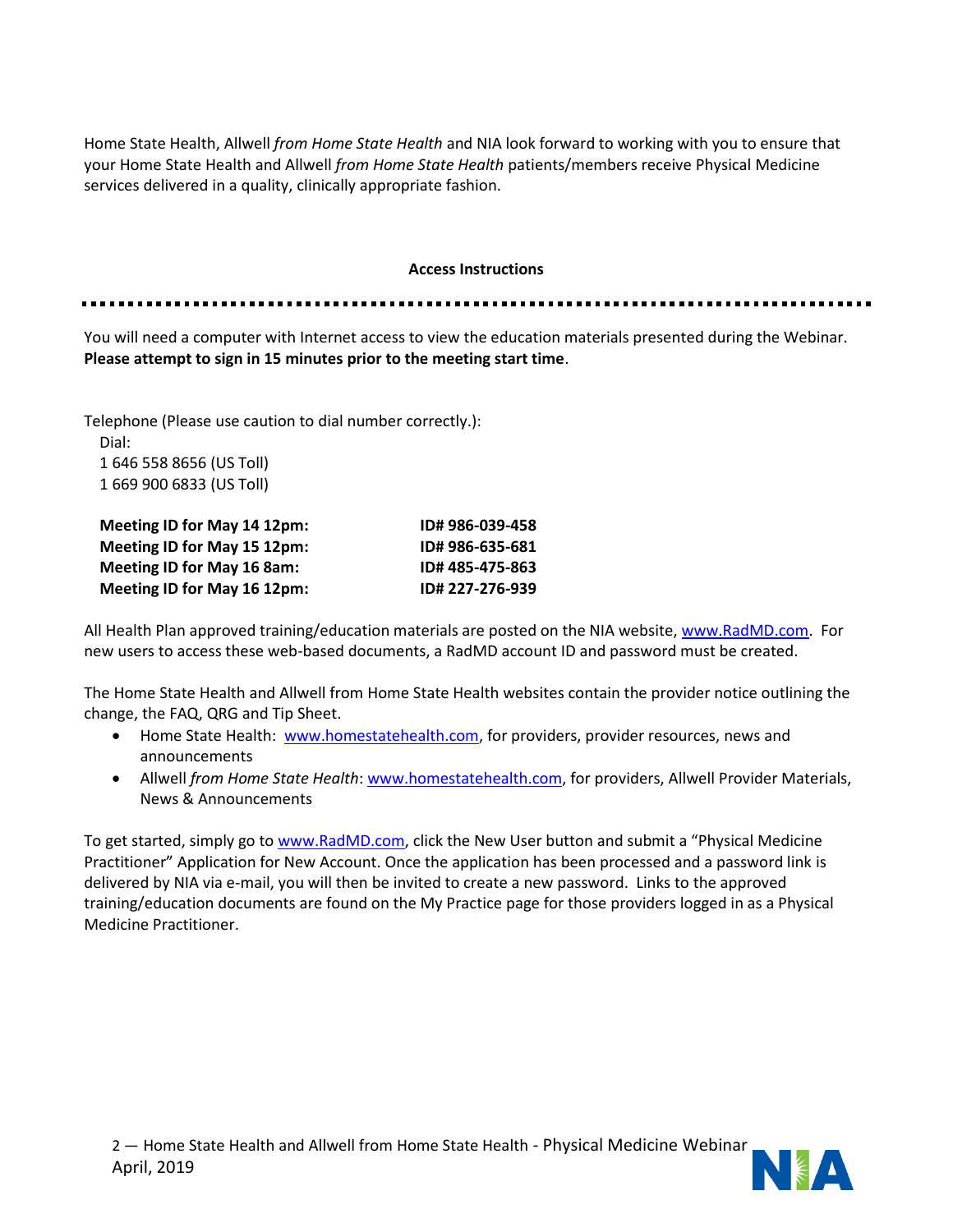Home State Health, Allwell *from Home State Health* and NIA look forward to working with you to ensure that your Home State Health and Allwell *from Home State Health* patients/members receive Physical Medicine services delivered in a quality, clinically appropriate fashion.

## Access Instructions

You will need a computer with Internet access to view the education materials presented during the Webinar. **Please attempt to sign in 15 minutes prior to the meeting start time**.

Telephone (Please use caution to dial number correctly.):

Dial:
1 646 558 8656 (US Toll)
1 669 900 6833 (US Toll)

| | |
|---|---|
| **Meeting ID for May 14 12pm:** | **ID# 986-039-458** |
| **Meeting ID for May 15 12pm:** | **ID# 986-635-681** |
| **Meeting ID for May 16 8am:** | **ID# 485-475-863** |
| **Meeting ID for May 16 12pm:** | **ID# 227-276-939** |

All Health Plan approved training/education materials are posted on the NIA website, www.RadMD.com. For new users to access these web-based documents, a RadMD account ID and password must be created.

The Home State Health and Allwell from Home State Health websites contain the provider notice outlining the change, the FAQ, QRG and Tip Sheet.

- Home State Health: www.homestatehealth.com, for providers, provider resources, news and announcements
- Allwell *from Home State Health*: www.homestatehealth.com, for providers, Allwell Provider Materials, News & Announcements

To get started, simply go to www.RadMD.com, click the New User button and submit a "Physical Medicine Practitioner" Application for New Account. Once the application has been processed and a password link is delivered by NIA via e-mail, you will then be invited to create a new password. Links to the approved training/education documents are found on the My Practice page for those providers logged in as a Physical Medicine Practitioner.